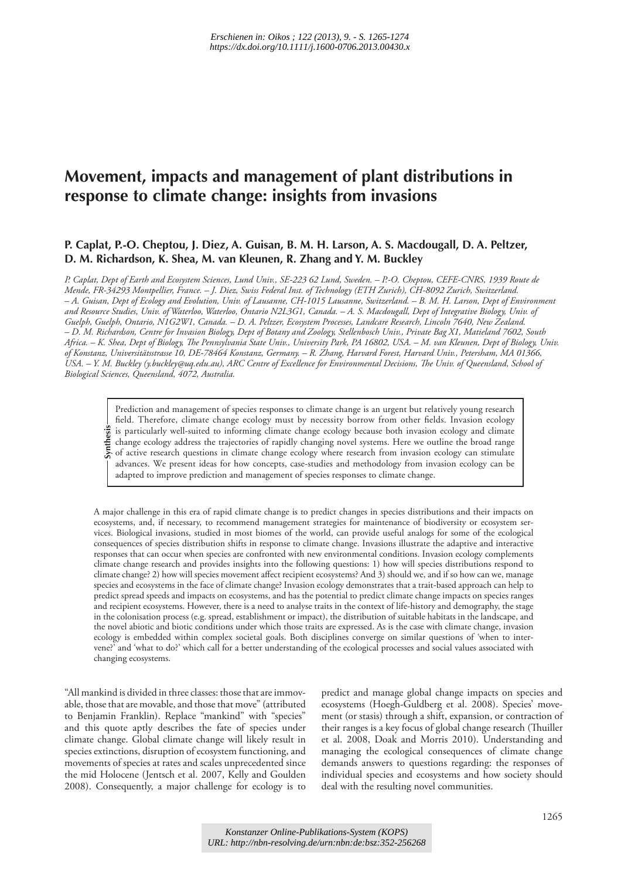*Erschienen in: Oikos ; 122 (2013), 9. - S. 1265-1274*
*https://dx.doi.org/10.1111/j.1600-0706.2013.00430.x*

# Movement, impacts and management of plant distributions in response to climate change: insights from invasions

**P. Caplat, P.-O. Cheptou, J. Diez, A. Guisan, B. M. H. Larson, A. S. Macdougall, D. A. Peltzer, D. M. Richardson, K. Shea, M. van Kleunen, R. Zhang and Y. M. Buckley**

*P. Caplat, Dept of Earth and Ecosystem Sciences, Lund Univ., SE-223 62 Lund, Sweden. – P.-O. Cheptou, CEFE-CNRS, 1939 Route de Mende, FR-34293 Montpellier, France. – J. Diez, Swiss Federal Inst. of Technology (ETH Zurich), CH-8092 Zurich, Switzerland. – A. Guisan, Dept of Ecology and Evolution, Univ. of Lausanne, CH-1015 Lausanne, Switzerland. – B. M. H. Larson, Dept of Environment and Resource Studies, Univ. of Waterloo, Waterloo, Ontario N2L3G1, Canada. – A. S. Macdougall, Dept of Integrative Biology, Univ. of Guelph, Guelph, Ontario, N1G2W1, Canada. – D. A. Peltzer, Ecosystem Processes, Landcare Research, Lincoln 7640, New Zealand. – D. M. Richardson, Centre for Invasion Biology, Dept of Botany and Zoology, Stellenbosch Univ., Private Bag X1, Matieland 7602, South Africa. – K. Shea, Dept of Biology, The Pennsylvania State Univ., University Park, PA 16802, USA. – M. van Kleunen, Dept of Biology, Univ. of Konstanz, Universitätsstrasse 10, DE-78464 Konstanz, Germany. – R. Zhang, Harvard Forest, Harvard Univ., Petersham, MA 01366, USA. – Y. M. Buckley (y.buckley@uq.edu.au), ARC Centre of Excellence for Environmental Decisions, The Univ. of Queensland, School of Biological Sciences, Queensland, 4072, Australia.*

**Synthesis**

Prediction and management of species responses to climate change is an urgent but relatively young research field. Therefore, climate change ecology must by necessity borrow from other fields. Invasion ecology is particularly well-suited to informing climate change ecology because both invasion ecology and climate change ecology address the trajectories of rapidly changing novel systems. Here we outline the broad range of active research questions in climate change ecology where research from invasion ecology can stimulate advances. We present ideas for how concepts, case-studies and methodology from invasion ecology can be adapted to improve prediction and management of species responses to climate change.

A major challenge in this era of rapid climate change is to predict changes in species distributions and their impacts on ecosystems, and, if necessary, to recommend management strategies for maintenance of biodiversity or ecosystem services. Biological invasions, studied in most biomes of the world, can provide useful analogs for some of the ecological consequences of species distribution shifts in response to climate change. Invasions illustrate the adaptive and interactive responses that can occur when species are confronted with new environmental conditions. Invasion ecology complements climate change research and provides insights into the following questions: 1) how will species distributions respond to climate change? 2) how will species movement affect recipient ecosystems? And 3) should we, and if so how can we, manage species and ecosystems in the face of climate change? Invasion ecology demonstrates that a trait-based approach can help to predict spread speeds and impacts on ecosystems, and has the potential to predict climate change impacts on species ranges and recipient ecosystems. However, there is a need to analyse traits in the context of life-history and demography, the stage in the colonisation process (e.g. spread, establishment or impact), the distribution of suitable habitats in the landscape, and the novel abiotic and biotic conditions under which those traits are expressed. As is the case with climate change, invasion ecology is embedded within complex societal goals. Both disciplines converge on similar questions of 'when to intervene?' and 'what to do?' which call for a better understanding of the ecological processes and social values associated with changing ecosystems.

"All mankind is divided in three classes: those that are immovable, those that are movable, and those that move" (attributed to Benjamin Franklin). Replace "mankind" with "species" and this quote aptly describes the fate of species under climate change. Global climate change will likely result in species extinctions, disruption of ecosystem functioning, and movements of species at rates and scales unprecedented since the mid Holocene (Jentsch et al. 2007, Kelly and Goulden 2008). Consequently, a major challenge for ecology is to predict and manage global change impacts on species and ecosystems (Hoegh-Guldberg et al. 2008). Species' movement (or stasis) through a shift, expansion, or contraction of their ranges is a key focus of global change research (Thuiller et al. 2008, Doak and Morris 2010). Understanding and managing the ecological consequences of climate change demands answers to questions regarding: the responses of individual species and ecosystems and how society should deal with the resulting novel communities.

*Konstanzer Online-Publikations-System (KOPS)*
*URL: http://nbn-resolving.de/urn:nbn:de:bsz:352-256268*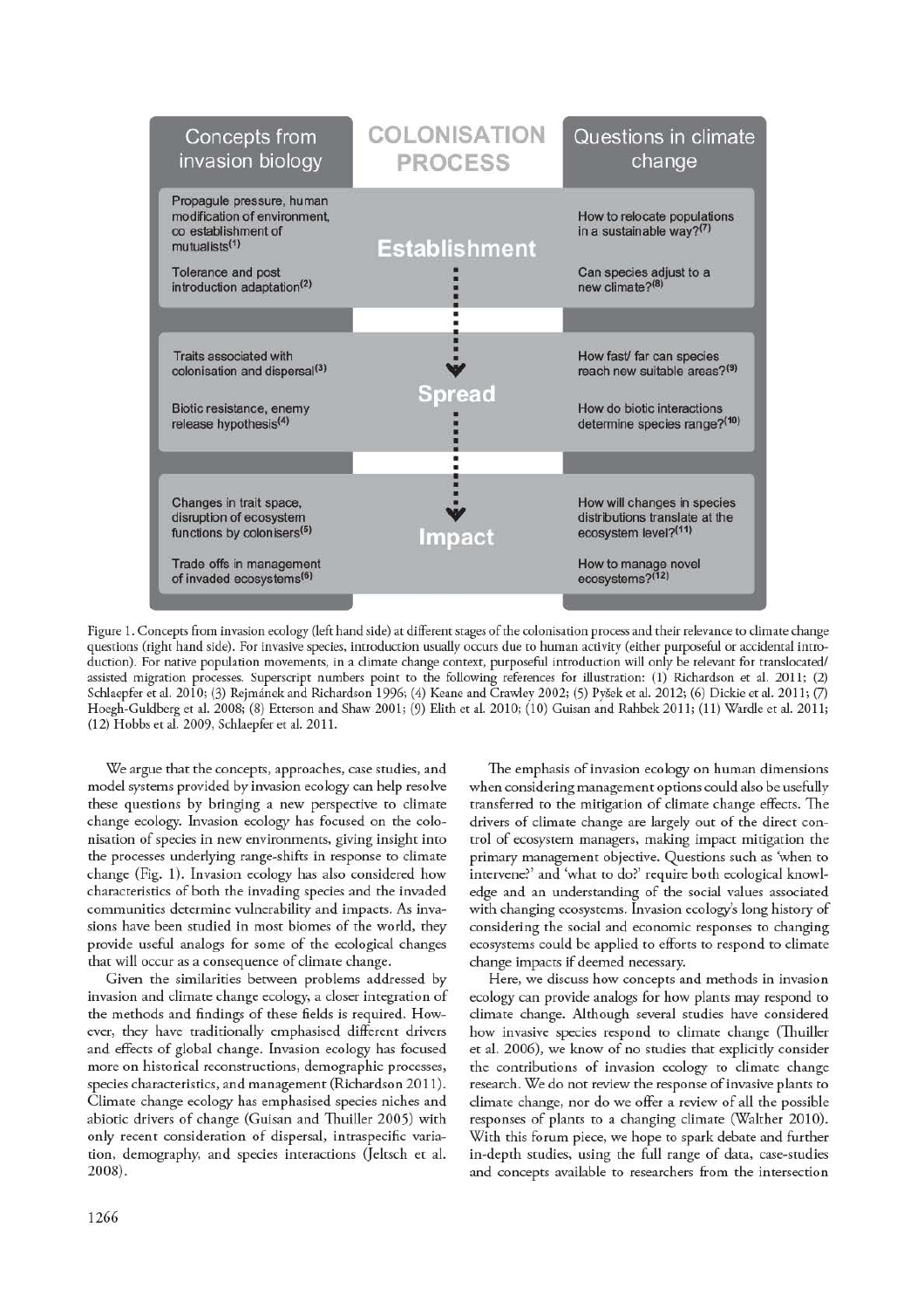| Concepts from invasion biology | COLONISATION PROCESS | Questions in climate change |
| --- | --- | --- |
| Propagule pressure, human modification of environment, co establishment of mutualists[1]<br>Tolerance and post introduction adaptation[2] | Establishment | How to relocate populations in a sustainable way?[7]<br>Can species adjust to a new climate?[8] |
| Traits associated with colonisation and dispersal[3]<br>Biotic resistance, enemy release hypothesis[4] | Spread | How fast/ far can species reach new suitable areas?[9]<br>How do biotic interactions determine species range?[10] |
| Changes in trait space, disruption of ecosystem functions by colonisers[5]<br>Trade offs in management of invaded ecosystems[6] | Impact | How will changes in species distributions translate at the ecosystem level?[11]<br>How to manage novel ecosystems?[12] |

Figure 1. Concepts from invasion ecology (left hand side) at different stages of the colonisation process and their relevance to climate change questions (right hand side). For invasive species, introduction usually occurs due to human activity (either purposeful or accidental introduction). For native population movements, in a climate change context, purposeful introduction will only be relevant for translocated/ assisted migration processes. Superscript numbers point to the following references for illustration: (1) Richardson et al. 2011; (2) Schlaepfer et al. 2010; (3) Rejmánek and Richardson 1996; (4) Keane and Crawley 2002; (5) Pyšek et al. 2012; (6) Dickie et al. 2011; (7) Hoegh-Guldberg et al. 2008; (8) Etterson and Shaw 2001; (9) Elith et al. 2010; (10) Guisan and Rahbek 2011; (11) Wardle et al. 2011; (12) Hobbs et al. 2009, Schlaepfer et al. 2011.

We argue that the concepts, approaches, case studies, and model systems provided by invasion ecology can help resolve these questions by bringing a new perspective to climate change ecology. Invasion ecology has focused on the colonisation of species in new environments, giving insight into the processes underlying range-shifts in response to climate change (Fig. 1). Invasion ecology has also considered how characteristics of both the invading species and the invaded communities determine vulnerability and impacts. As invasions have been studied in most biomes of the world, they provide useful analogs for some of the ecological changes that will occur as a consequence of climate change.

Given the similarities between problems addressed by invasion and climate change ecology, a closer integration of the methods and findings of these fields is required. However, they have traditionally emphasised different drivers and effects of global change. Invasion ecology has focused more on historical reconstructions, demographic processes, species characteristics, and management (Richardson 2011). Climate change ecology has emphasised species niches and abiotic drivers of change (Guisan and Thuiller 2005) with only recent consideration of dispersal, intraspecific variation, demography, and species interactions (Jeltsch et al. 2008).

The emphasis of invasion ecology on human dimensions when considering management options could also be usefully transferred to the mitigation of climate change effects. The drivers of climate change are largely out of the direct control of ecosystem managers, making impact mitigation the primary management objective. Questions such as 'when to intervene?' and 'what to do?' require both ecological knowledge and an understanding of the social values associated with changing ecosystems. Invasion ecology's long history of considering the social and economic responses to changing ecosystems could be applied to efforts to respond to climate change impacts if deemed necessary.

Here, we discuss how concepts and methods in invasion ecology can provide analogs for how plants may respond to climate change. Although several studies have considered how invasive species respond to climate change (Thuiller et al. 2006), we know of no studies that explicitly consider the contributions of invasion ecology to climate change research. We do not review the response of invasive plants to climate change, nor do we offer a review of all the possible responses of plants to a changing climate (Walther 2010). With this forum piece, we hope to spark debate and further in-depth studies, using the full range of data, case-studies and concepts available to researchers from the intersection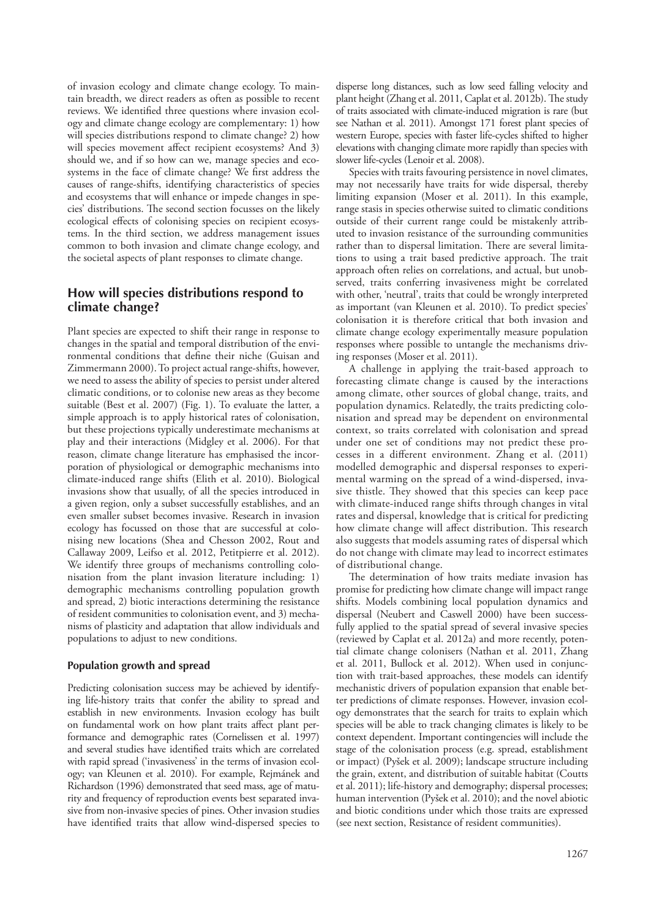of invasion ecology and climate change ecology. To maintain breadth, we direct readers as often as possible to recent reviews. We identified three questions where invasion ecology and climate change ecology are complementary: 1) how will species distributions respond to climate change? 2) how will species movement affect recipient ecosystems? And 3) should we, and if so how can we, manage species and ecosystems in the face of climate change? We first address the causes of range-shifts, identifying characteristics of species and ecosystems that will enhance or impede changes in species' distributions. The second section focusses on the likely ecological effects of colonising species on recipient ecosystems. In the third section, we address management issues common to both invasion and climate change ecology, and the societal aspects of plant responses to climate change.

## How will species distributions respond to climate change?

Plant species are expected to shift their range in response to changes in the spatial and temporal distribution of the environmental conditions that define their niche (Guisan and Zimmermann 2000). To project actual range-shifts, however, we need to assess the ability of species to persist under altered climatic conditions, or to colonise new areas as they become suitable (Best et al. 2007) (Fig. 1). To evaluate the latter, a simple approach is to apply historical rates of colonisation, but these projections typically underestimate mechanisms at play and their interactions (Midgley et al. 2006). For that reason, climate change literature has emphasised the incorporation of physiological or demographic mechanisms into climate-induced range shifts (Elith et al. 2010). Biological invasions show that usually, of all the species introduced in a given region, only a subset successfully establishes, and an even smaller subset becomes invasive. Research in invasion ecology has focussed on those that are successful at colonising new locations (Shea and Chesson 2002, Rout and Callaway 2009, Leifso et al. 2012, Petitpierre et al. 2012). We identify three groups of mechanisms controlling colonisation from the plant invasion literature including: 1) demographic mechanisms controlling population growth and spread, 2) biotic interactions determining the resistance of resident communities to colonisation event, and 3) mechanisms of plasticity and adaptation that allow individuals and populations to adjust to new conditions.

### Population growth and spread

Predicting colonisation success may be achieved by identifying life-history traits that confer the ability to spread and establish in new environments. Invasion ecology has built on fundamental work on how plant traits affect plant performance and demographic rates (Cornelissen et al. 1997) and several studies have identified traits which are correlated with rapid spread ('invasiveness' in the terms of invasion ecology; van Kleunen et al. 2010). For example, Rejmánek and Richardson (1996) demonstrated that seed mass, age of maturity and frequency of reproduction events best separated invasive from non-invasive species of pines. Other invasion studies have identified traits that allow wind-dispersed species to disperse long distances, such as low seed falling velocity and plant height (Zhang et al. 2011, Caplat et al. 2012b). The study of traits associated with climate-induced migration is rare (but see Nathan et al. 2011). Amongst 171 forest plant species of western Europe, species with faster life-cycles shifted to higher elevations with changing climate more rapidly than species with slower life-cycles (Lenoir et al. 2008).

Species with traits favouring persistence in novel climates, may not necessarily have traits for wide dispersal, thereby limiting expansion (Moser et al. 2011). In this example, range stasis in species otherwise suited to climatic conditions outside of their current range could be mistakenly attributed to invasion resistance of the surrounding communities rather than to dispersal limitation. There are several limitations to using a trait based predictive approach. The trait approach often relies on correlations, and actual, but unobserved, traits conferring invasiveness might be correlated with other, 'neutral', traits that could be wrongly interpreted as important (van Kleunen et al. 2010). To predict species' colonisation it is therefore critical that both invasion and climate change ecology experimentally measure population responses where possible to untangle the mechanisms driving responses (Moser et al. 2011).

A challenge in applying the trait-based approach to forecasting climate change is caused by the interactions among climate, other sources of global change, traits, and population dynamics. Relatedly, the traits predicting colonisation and spread may be dependent on environmental context, so traits correlated with colonisation and spread under one set of conditions may not predict these processes in a different environment. Zhang et al. (2011) modelled demographic and dispersal responses to experimental warming on the spread of a wind-dispersed, invasive thistle. They showed that this species can keep pace with climate-induced range shifts through changes in vital rates and dispersal, knowledge that is critical for predicting how climate change will affect distribution. This research also suggests that models assuming rates of dispersal which do not change with climate may lead to incorrect estimates of distributional change.

The determination of how traits mediate invasion has promise for predicting how climate change will impact range shifts. Models combining local population dynamics and dispersal (Neubert and Caswell 2000) have been successfully applied to the spatial spread of several invasive species (reviewed by Caplat et al. 2012a) and more recently, potential climate change colonisers (Nathan et al. 2011, Zhang et al. 2011, Bullock et al. 2012). When used in conjunction with trait-based approaches, these models can identify mechanistic drivers of population expansion that enable better predictions of climate responses. However, invasion ecology demonstrates that the search for traits to explain which species will be able to track changing climates is likely to be context dependent. Important contingencies will include the stage of the colonisation process (e.g. spread, establishment or impact) (Pyšek et al. 2009); landscape structure including the grain, extent, and distribution of suitable habitat (Coutts et al. 2011); life-history and demography; dispersal processes; human intervention (Pyšek et al. 2010); and the novel abiotic and biotic conditions under which those traits are expressed (see next section, Resistance of resident communities).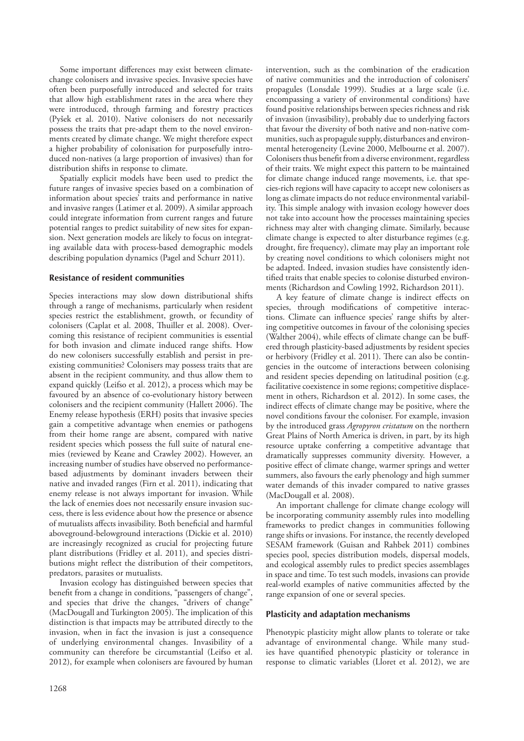Some important differences may exist between climate-change colonisers and invasive species. Invasive species have often been purposefully introduced and selected for traits that allow high establishment rates in the area where they were introduced, through farming and forestry practices (Pyšek et al. 2010). Native colonisers do not necessarily possess the traits that pre-adapt them to the novel environments created by climate change. We might therefore expect a higher probability of colonisation for purposefully introduced non-natives (a large proportion of invasives) than for distribution shifts in response to climate.

Spatially explicit models have been used to predict the future ranges of invasive species based on a combination of information about species' traits and performance in native and invasive ranges (Latimer et al. 2009). A similar approach could integrate information from current ranges and future potential ranges to predict suitability of new sites for expansion. Next generation models are likely to focus on integrating available data with process-based demographic models describing population dynamics (Pagel and Schurr 2011).

### Resistance of resident communities

Species interactions may slow down distributional shifts through a range of mechanisms, particularly when resident species restrict the establishment, growth, or fecundity of colonisers (Caplat et al. 2008, Thuiller et al. 2008). Overcoming this resistance of recipient communities is essential for both invasion and climate induced range shifts. How do new colonisers successfully establish and persist in pre-existing communities? Colonisers may possess traits that are absent in the recipient community, and thus allow them to expand quickly (Leifso et al. 2012), a process which may be favoured by an absence of co-evolutionary history between colonisers and the recipient community (Hallett 2006). The Enemy release hypothesis (ERH) posits that invasive species gain a competitive advantage when enemies or pathogens from their home range are absent, compared with native resident species which possess the full suite of natural enemies (reviewed by Keane and Crawley 2002). However, an increasing number of studies have observed no performance-based adjustments by dominant invaders between their native and invaded ranges (Firn et al. 2011), indicating that enemy release is not always important for invasion. While the lack of enemies does not necessarily ensure invasion success, there is less evidence about how the presence or absence of mutualists affects invasibility. Both beneficial and harmful aboveground-belowground interactions (Dickie et al. 2010) are increasingly recognized as crucial for projecting future plant distributions (Fridley et al. 2011), and species distributions might reflect the distribution of their competitors, predators, parasites or mutualists.

Invasion ecology has distinguished between species that benefit from a change in conditions, "passengers of change", and species that drive the changes, "drivers of change" (MacDougall and Turkington 2005). The implication of this distinction is that impacts may be attributed directly to the invasion, when in fact the invasion is just a consequence of underlying environmental changes. Invasibility of a community can therefore be circumstantial (Leifso et al. 2012), for example when colonisers are favoured by human intervention, such as the combination of the eradication of native communities and the introduction of colonisers' propagules (Lonsdale 1999). Studies at a large scale (i.e. encompassing a variety of environmental conditions) have found positive relationships between species richness and risk of invasion (invasibility), probably due to underlying factors that favour the diversity of both native and non-native communities, such as propagule supply, disturbances and environmental heterogeneity (Levine 2000, Melbourne et al. 2007). Colonisers thus benefit from a diverse environment, regardless of their traits. We might expect this pattern to be maintained for climate change induced range movements, i.e. that species-rich regions will have capacity to accept new colonisers as long as climate impacts do not reduce environmental variability. This simple analogy with invasion ecology however does not take into account how the processes maintaining species richness may alter with changing climate. Similarly, because climate change is expected to alter disturbance regimes (e.g. drought, fire frequency), climate may play an important role by creating novel conditions to which colonisers might not be adapted. Indeed, invasion studies have consistently identified traits that enable species to colonise disturbed environments (Richardson and Cowling 1992, Richardson 2011).

A key feature of climate change is indirect effects on species, through modifications of competitive interactions. Climate can influence species' range shifts by altering competitive outcomes in favour of the colonising species (Walther 2004), while effects of climate change can be buffered through plasticity-based adjustments by resident species or herbivory (Fridley et al. 2011). There can also be contingencies in the outcome of interactions between colonising and resident species depending on latitudinal position (e.g. facilitative coexistence in some regions; competitive displacement in others, Richardson et al. 2012). In some cases, the indirect effects of climate change may be positive, where the novel conditions favour the coloniser. For example, invasion by the introduced grass *Agropyron cristatum* on the northern Great Plains of North America is driven, in part, by its high resource uptake conferring a competitive advantage that dramatically suppresses community diversity. However, a positive effect of climate change, warmer springs and wetter summers, also favours the early phenology and high summer water demands of this invader compared to native grasses (MacDougall et al. 2008).

An important challenge for climate change ecology will be incorporating community assembly rules into modelling frameworks to predict changes in communities following range shifts or invasions. For instance, the recently developed SESAM framework (Guisan and Rahbek 2011) combines species pool, species distribution models, dispersal models, and ecological assembly rules to predict species assemblages in space and time. To test such models, invasions can provide real-world examples of native communities affected by the range expansion of one or several species.

### Plasticity and adaptation mechanisms

Phenotypic plasticity might allow plants to tolerate or take advantage of environmental change. While many studies have quantified phenotypic plasticity or tolerance in response to climatic variables (Lloret et al. 2012), we are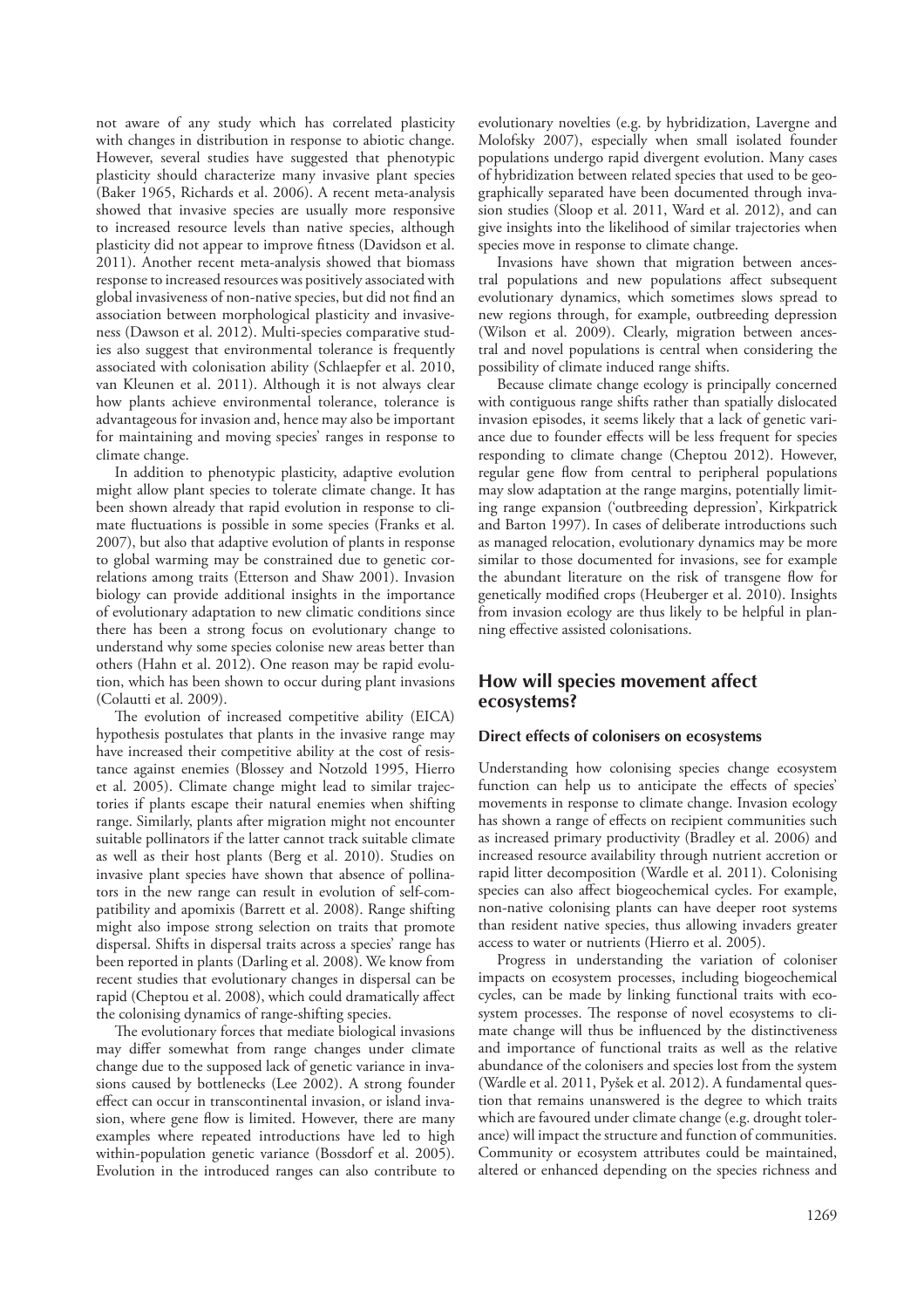not aware of any study which has correlated plasticity with changes in distribution in response to abiotic change. However, several studies have suggested that phenotypic plasticity should characterize many invasive plant species (Baker 1965, Richards et al. 2006). A recent meta-analysis showed that invasive species are usually more responsive to increased resource levels than native species, although plasticity did not appear to improve fitness (Davidson et al. 2011). Another recent meta-analysis showed that biomass response to increased resources was positively associated with global invasiveness of non-native species, but did not find an association between morphological plasticity and invasiveness (Dawson et al. 2012). Multi-species comparative studies also suggest that environmental tolerance is frequently associated with colonisation ability (Schlaepfer et al. 2010, van Kleunen et al. 2011). Although it is not always clear how plants achieve environmental tolerance, tolerance is advantageous for invasion and, hence may also be important for maintaining and moving species' ranges in response to climate change.

In addition to phenotypic plasticity, adaptive evolution might allow plant species to tolerate climate change. It has been shown already that rapid evolution in response to climate fluctuations is possible in some species (Franks et al. 2007), but also that adaptive evolution of plants in response to global warming may be constrained due to genetic correlations among traits (Etterson and Shaw 2001). Invasion biology can provide additional insights in the importance of evolutionary adaptation to new climatic conditions since there has been a strong focus on evolutionary change to understand why some species colonise new areas better than others (Hahn et al. 2012). One reason may be rapid evolution, which has been shown to occur during plant invasions (Colautti et al. 2009).

The evolution of increased competitive ability (EICA) hypothesis postulates that plants in the invasive range may have increased their competitive ability at the cost of resistance against enemies (Blossey and Notzold 1995, Hierro et al. 2005). Climate change might lead to similar trajectories if plants escape their natural enemies when shifting range. Similarly, plants after migration might not encounter suitable pollinators if the latter cannot track suitable climate as well as their host plants (Berg et al. 2010). Studies on invasive plant species have shown that absence of pollinators in the new range can result in evolution of self-compatibility and apomixis (Barrett et al. 2008). Range shifting might also impose strong selection on traits that promote dispersal. Shifts in dispersal traits across a species' range has been reported in plants (Darling et al. 2008). We know from recent studies that evolutionary changes in dispersal can be rapid (Cheptou et al. 2008), which could dramatically affect the colonising dynamics of range-shifting species.

The evolutionary forces that mediate biological invasions may differ somewhat from range changes under climate change due to the supposed lack of genetic variance in invasions caused by bottlenecks (Lee 2002). A strong founder effect can occur in transcontinental invasion, or island invasion, where gene flow is limited. However, there are many examples where repeated introductions have led to high within-population genetic variance (Bossdorf et al. 2005). Evolution in the introduced ranges can also contribute to evolutionary novelties (e.g. by hybridization, Lavergne and Molofsky 2007), especially when small isolated founder populations undergo rapid divergent evolution. Many cases of hybridization between related species that used to be geographically separated have been documented through invasion studies (Sloop et al. 2011, Ward et al. 2012), and can give insights into the likelihood of similar trajectories when species move in response to climate change.

Invasions have shown that migration between ancestral populations and new populations affect subsequent evolutionary dynamics, which sometimes slows spread to new regions through, for example, outbreeding depression (Wilson et al. 2009). Clearly, migration between ancestral and novel populations is central when considering the possibility of climate induced range shifts.

Because climate change ecology is principally concerned with contiguous range shifts rather than spatially dislocated invasion episodes, it seems likely that a lack of genetic variance due to founder effects will be less frequent for species responding to climate change (Cheptou 2012). However, regular gene flow from central to peripheral populations may slow adaptation at the range margins, potentially limiting range expansion ('outbreeding depression', Kirkpatrick and Barton 1997). In cases of deliberate introductions such as managed relocation, evolutionary dynamics may be more similar to those documented for invasions, see for example the abundant literature on the risk of transgene flow for genetically modified crops (Heuberger et al. 2010). Insights from invasion ecology are thus likely to be helpful in planning effective assisted colonisations.

## How will species movement affect ecosystems?

### Direct effects of colonisers on ecosystems

Understanding how colonising species change ecosystem function can help us to anticipate the effects of species' movements in response to climate change. Invasion ecology has shown a range of effects on recipient communities such as increased primary productivity (Bradley et al. 2006) and increased resource availability through nutrient accretion or rapid litter decomposition (Wardle et al. 2011). Colonising species can also affect biogeochemical cycles. For example, non-native colonising plants can have deeper root systems than resident native species, thus allowing invaders greater access to water or nutrients (Hierro et al. 2005).

Progress in understanding the variation of coloniser impacts on ecosystem processes, including biogeochemical cycles, can be made by linking functional traits with ecosystem processes. The response of novel ecosystems to climate change will thus be influenced by the distinctiveness and importance of functional traits as well as the relative abundance of the colonisers and species lost from the system (Wardle et al. 2011, Pyšek et al. 2012). A fundamental question that remains unanswered is the degree to which traits which are favoured under climate change (e.g. drought tolerance) will impact the structure and function of communities. Community or ecosystem attributes could be maintained, altered or enhanced depending on the species richness and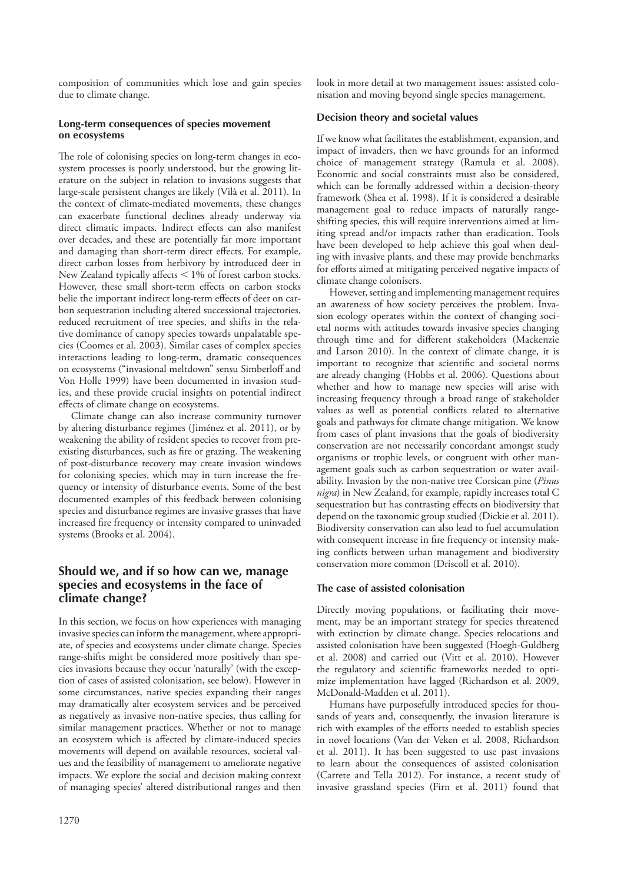composition of communities which lose and gain species due to climate change.

### Long-term consequences of species movement on ecosystems

The role of colonising species on long-term changes in ecosystem processes is poorly understood, but the growing literature on the subject in relation to invasions suggests that large-scale persistent changes are likely (Vilà et al. 2011). In the context of climate-mediated movements, these changes can exacerbate functional declines already underway via direct climatic impacts. Indirect effects can also manifest over decades, and these are potentially far more important and damaging than short-term direct effects. For example, direct carbon losses from herbivory by introduced deer in New Zealand typically affects $< 1\%$ of forest carbon stocks. However, these small short-term effects on carbon stocks belie the important indirect long-term effects of deer on carbon sequestration including altered successional trajectories, reduced recruitment of tree species, and shifts in the relative dominance of canopy species towards unpalatable species (Coomes et al. 2003). Similar cases of complex species interactions leading to long-term, dramatic consequences on ecosystems ("invasional meltdown" sensu Simberloff and Von Holle 1999) have been documented in invasion studies, and these provide crucial insights on potential indirect effects of climate change on ecosystems.

Climate change can also increase community turnover by altering disturbance regimes (Jiménez et al. 2011), or by weakening the ability of resident species to recover from preexisting disturbances, such as fire or grazing. The weakening of post-disturbance recovery may create invasion windows for colonising species, which may in turn increase the frequency or intensity of disturbance events. Some of the best documented examples of this feedback between colonising species and disturbance regimes are invasive grasses that have increased fire frequency or intensity compared to uninvaded systems (Brooks et al. 2004).

## Should we, and if so how can we, manage species and ecosystems in the face of climate change?

In this section, we focus on how experiences with managing invasive species can inform the management, where appropriate, of species and ecosystems under climate change. Species range-shifts might be considered more positively than species invasions because they occur 'naturally' (with the exception of cases of assisted colonisation, see below). However in some circumstances, native species expanding their ranges may dramatically alter ecosystem services and be perceived as negatively as invasive non-native species, thus calling for similar management practices. Whether or not to manage an ecosystem which is affected by climate-induced species movements will depend on available resources, societal values and the feasibility of management to ameliorate negative impacts. We explore the social and decision making context of managing species' altered distributional ranges and then look in more detail at two management issues: assisted colonisation and moving beyond single species management.

### Decision theory and societal values

If we know what facilitates the establishment, expansion, and impact of invaders, then we have grounds for an informed choice of management strategy (Ramula et al. 2008). Economic and social constraints must also be considered, which can be formally addressed within a decision-theory framework (Shea et al. 1998). If it is considered a desirable management goal to reduce impacts of naturally range-shifting species, this will require interventions aimed at limiting spread and/or impacts rather than eradication. Tools have been developed to help achieve this goal when dealing with invasive plants, and these may provide benchmarks for efforts aimed at mitigating perceived negative impacts of climate change colonisers.

However, setting and implementing management requires an awareness of how society perceives the problem. Invasion ecology operates within the context of changing societal norms with attitudes towards invasive species changing through time and for different stakeholders (Mackenzie and Larson 2010). In the context of climate change, it is important to recognize that scientific and societal norms are already changing (Hobbs et al. 2006). Questions about whether and how to manage new species will arise with increasing frequency through a broad range of stakeholder values as well as potential conflicts related to alternative goals and pathways for climate change mitigation. We know from cases of plant invasions that the goals of biodiversity conservation are not necessarily concordant amongst study organisms or trophic levels, or congruent with other management goals such as carbon sequestration or water availability. Invasion by the non-native tree Corsican pine (*Pinus nigra*) in New Zealand, for example, rapidly increases total C sequestration but has contrasting effects on biodiversity that depend on the taxonomic group studied (Dickie et al. 2011). Biodiversity conservation can also lead to fuel accumulation with consequent increase in fire frequency or intensity making conflicts between urban management and biodiversity conservation more common (Driscoll et al. 2010).

### The case of assisted colonisation

Directly moving populations, or facilitating their movement, may be an important strategy for species threatened with extinction by climate change. Species relocations and assisted colonisation have been suggested (Hoegh-Guldberg et al. 2008) and carried out (Vitt et al. 2010). However the regulatory and scientific frameworks needed to optimize implementation have lagged (Richardson et al. 2009, McDonald-Madden et al. 2011).

Humans have purposefully introduced species for thousands of years and, consequently, the invasion literature is rich with examples of the efforts needed to establish species in novel locations (Van der Veken et al. 2008, Richardson et al. 2011). It has been suggested to use past invasions to learn about the consequences of assisted colonisation (Carrete and Tella 2012). For instance, a recent study of invasive grassland species (Firn et al. 2011) found that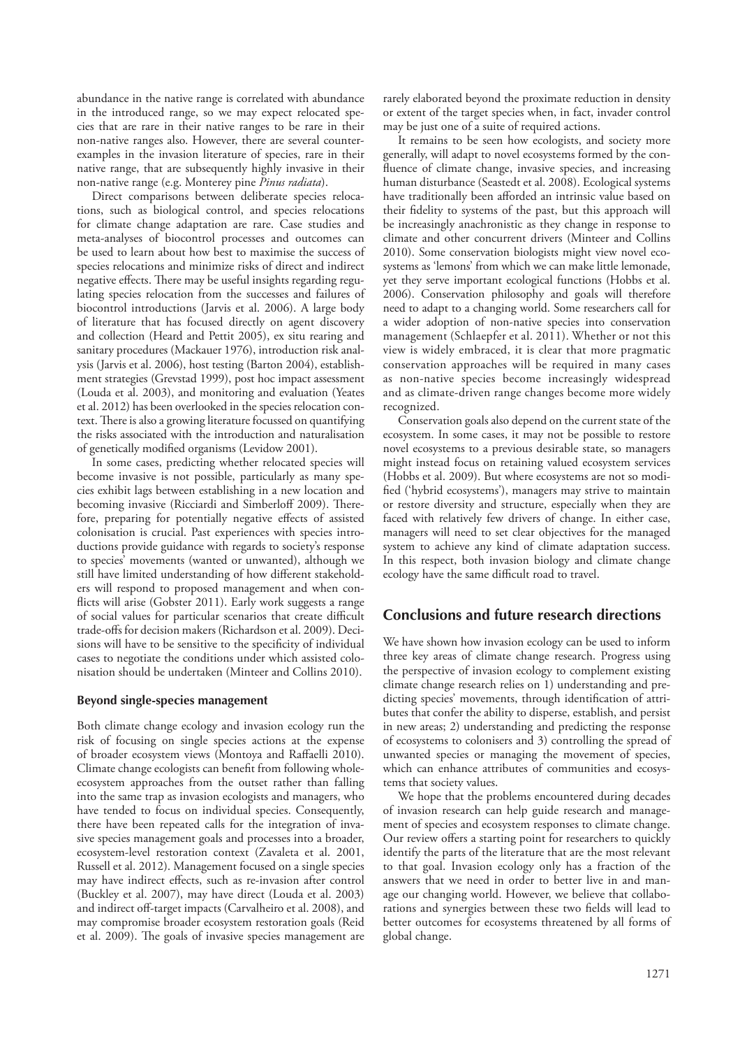abundance in the native range is correlated with abundance in the introduced range, so we may expect relocated species that are rare in their native ranges to be rare in their non-native ranges also. However, there are several counter-examples in the invasion literature of species, rare in their native range, that are subsequently highly invasive in their non-native range (e.g. Monterey pine *Pinus radiata*).

Direct comparisons between deliberate species relocations, such as biological control, and species relocations for climate change adaptation are rare. Case studies and meta-analyses of biocontrol processes and outcomes can be used to learn about how best to maximise the success of species relocations and minimize risks of direct and indirect negative effects. There may be useful insights regarding regulating species relocation from the successes and failures of biocontrol introductions (Jarvis et al. 2006). A large body of literature that has focused directly on agent discovery and collection (Heard and Pettit 2005), ex situ rearing and sanitary procedures (Mackauer 1976), introduction risk analysis (Jarvis et al. 2006), host testing (Barton 2004), establishment strategies (Grevstad 1999), post hoc impact assessment (Louda et al. 2003), and monitoring and evaluation (Yeates et al. 2012) has been overlooked in the species relocation context. There is also a growing literature focussed on quantifying the risks associated with the introduction and naturalisation of genetically modified organisms (Levidow 2001).

In some cases, predicting whether relocated species will become invasive is not possible, particularly as many species exhibit lags between establishing in a new location and becoming invasive (Ricciardi and Simberloff 2009). Therefore, preparing for potentially negative effects of assisted colonisation is crucial. Past experiences with species introductions provide guidance with regards to society's response to species' movements (wanted or unwanted), although we still have limited understanding of how different stakeholders will respond to proposed management and when conflicts will arise (Gobster 2011). Early work suggests a range of social values for particular scenarios that create difficult trade-offs for decision makers (Richardson et al. 2009). Decisions will have to be sensitive to the specificity of individual cases to negotiate the conditions under which assisted colonisation should be undertaken (Minteer and Collins 2010).

### Beyond single-species management

Both climate change ecology and invasion ecology run the risk of focusing on single species actions at the expense of broader ecosystem views (Montoya and Raffaelli 2010). Climate change ecologists can benefit from following whole-ecosystem approaches from the outset rather than falling into the same trap as invasion ecologists and managers, who have tended to focus on individual species. Consequently, there have been repeated calls for the integration of invasive species management goals and processes into a broader, ecosystem-level restoration context (Zavaleta et al. 2001, Russell et al. 2012). Management focused on a single species may have indirect effects, such as re-invasion after control (Buckley et al. 2007), may have direct (Louda et al. 2003) and indirect off-target impacts (Carvalheiro et al. 2008), and may compromise broader ecosystem restoration goals (Reid et al. 2009). The goals of invasive species management are rarely elaborated beyond the proximate reduction in density or extent of the target species when, in fact, invader control may be just one of a suite of required actions.

It remains to be seen how ecologists, and society more generally, will adapt to novel ecosystems formed by the confluence of climate change, invasive species, and increasing human disturbance (Seastedt et al. 2008). Ecological systems have traditionally been afforded an intrinsic value based on their fidelity to systems of the past, but this approach will be increasingly anachronistic as they change in response to climate and other concurrent drivers (Minteer and Collins 2010). Some conservation biologists might view novel ecosystems as 'lemons' from which we can make little lemonade, yet they serve important ecological functions (Hobbs et al. 2006). Conservation philosophy and goals will therefore need to adapt to a changing world. Some researchers call for a wider adoption of non-native species into conservation management (Schlaepfer et al. 2011). Whether or not this view is widely embraced, it is clear that more pragmatic conservation approaches will be required in many cases as non-native species become increasingly widespread and as climate-driven range changes become more widely recognized.

Conservation goals also depend on the current state of the ecosystem. In some cases, it may not be possible to restore novel ecosystems to a previous desirable state, so managers might instead focus on retaining valued ecosystem services (Hobbs et al. 2009). But where ecosystems are not so modified ('hybrid ecosystems'), managers may strive to maintain or restore diversity and structure, especially when they are faced with relatively few drivers of change. In either case, managers will need to set clear objectives for the managed system to achieve any kind of climate adaptation success. In this respect, both invasion biology and climate change ecology have the same difficult road to travel.

## Conclusions and future research directions

We have shown how invasion ecology can be used to inform three key areas of climate change research. Progress using the perspective of invasion ecology to complement existing climate change research relies on 1) understanding and predicting species' movements, through identification of attributes that confer the ability to disperse, establish, and persist in new areas; 2) understanding and predicting the response of ecosystems to colonisers and 3) controlling the spread of unwanted species or managing the movement of species, which can enhance attributes of communities and ecosystems that society values.

We hope that the problems encountered during decades of invasion research can help guide research and management of species and ecosystem responses to climate change. Our review offers a starting point for researchers to quickly identify the parts of the literature that are the most relevant to that goal. Invasion ecology only has a fraction of the answers that we need in order to better live in and manage our changing world. However, we believe that collaborations and synergies between these two fields will lead to better outcomes for ecosystems threatened by all forms of global change.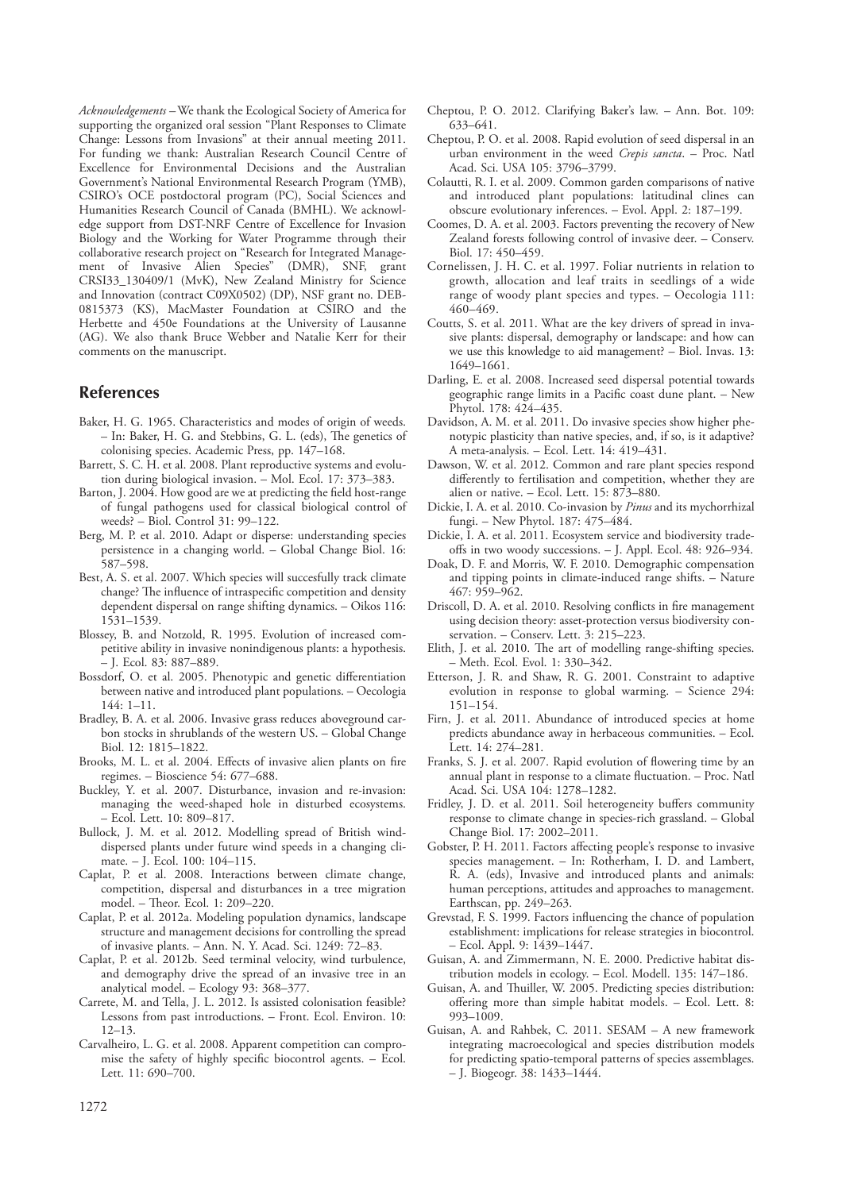*Acknowledgements* – We thank the Ecological Society of America for supporting the organized oral session "Plant Responses to Climate Change: Lessons from Invasions" at their annual meeting 2011. For funding we thank: Australian Research Council Centre of Excellence for Environmental Decisions and the Australian Government's National Environmental Research Program (YMB), CSIRO's OCE postdoctoral program (PC), Social Sciences and Humanities Research Council of Canada (BMHL). We acknowledge support from DST-NRF Centre of Excellence for Invasion Biology and the Working for Water Programme through their collaborative research project on "Research for Integrated Management of Invasive Alien Species" (DMR), SNF, grant CRSI33_130409/1 (MvK), New Zealand Ministry for Science and Innovation (contract C09X0502) (DP), NSF grant no. DEB-0815373 (KS), MacMaster Foundation at CSIRO and the Herbette and 450e Foundations at the University of Lausanne (AG). We also thank Bruce Webber and Natalie Kerr for their comments on the manuscript.

## References

Baker, H. G. 1965. Characteristics and modes of origin of weeds. – In: Baker, H. G. and Stebbins, G. L. (eds), The genetics of colonising species. Academic Press, pp. 147–168.

Barrett, S. C. H. et al. 2008. Plant reproductive systems and evolution during biological invasion. – Mol. Ecol. 17: 373–383.

Barton, J. 2004. How good are we at predicting the field host-range of fungal pathogens used for classical biological control of weeds? – Biol. Control 31: 99–122.

Berg, M. P. et al. 2010. Adapt or disperse: understanding species persistence in a changing world. – Global Change Biol. 16: 587–598.

Best, A. S. et al. 2007. Which species will succesfully track climate change? The influence of intraspecific competition and density dependent dispersal on range shifting dynamics. – Oikos 116: 1531–1539.

Blossey, B. and Notzold, R. 1995. Evolution of increased competitive ability in invasive nonindigenous plants: a hypothesis. – J. Ecol. 83: 887–889.

Bossdorf, O. et al. 2005. Phenotypic and genetic differentiation between native and introduced plant populations. – Oecologia 144: 1–11.

Bradley, B. A. et al. 2006. Invasive grass reduces aboveground carbon stocks in shrublands of the western US. – Global Change Biol. 12: 1815–1822.

Brooks, M. L. et al. 2004. Effects of invasive alien plants on fire regimes. – Bioscience 54: 677–688.

Buckley, Y. et al. 2007. Disturbance, invasion and re-invasion: managing the weed-shaped hole in disturbed ecosystems. – Ecol. Lett. 10: 809–817.

Bullock, J. M. et al. 2012. Modelling spread of British wind-dispersed plants under future wind speeds in a changing climate. – J. Ecol. 100: 104–115.

Caplat, P. et al. 2008. Interactions between climate change, competition, dispersal and disturbances in a tree migration model. – Theor. Ecol. 1: 209–220.

Caplat, P. et al. 2012a. Modeling population dynamics, landscape structure and management decisions for controlling the spread of invasive plants. – Ann. N. Y. Acad. Sci. 1249: 72–83.

Caplat, P. et al. 2012b. Seed terminal velocity, wind turbulence, and demography drive the spread of an invasive tree in an analytical model. – Ecology 93: 368–377.

Carrete, M. and Tella, J. L. 2012. Is assisted colonisation feasible? Lessons from past introductions. – Front. Ecol. Environ. 10: 12–13.

Carvalheiro, L. G. et al. 2008. Apparent competition can compromise the safety of highly specific biocontrol agents. – Ecol. Lett. 11: 690–700.

Cheptou, P. O. 2012. Clarifying Baker's law. – Ann. Bot. 109: 633–641.

Cheptou, P. O. et al. 2008. Rapid evolution of seed dispersal in an urban environment in the weed *Crepis sancta*. – Proc. Natl Acad. Sci. USA 105: 3796–3799.

Colautti, R. I. et al. 2009. Common garden comparisons of native and introduced plant populations: latitudinal clines can obscure evolutionary inferences. – Evol. Appl. 2: 187–199.

Coomes, D. A. et al. 2003. Factors preventing the recovery of New Zealand forests following control of invasive deer. – Conserv. Biol. 17: 450–459.

Cornelissen, J. H. C. et al. 1997. Foliar nutrients in relation to growth, allocation and leaf traits in seedlings of a wide range of woody plant species and types. – Oecologia 111: 460–469.

Coutts, S. et al. 2011. What are the key drivers of spread in invasive plants: dispersal, demography or landscape: and how can we use this knowledge to aid management? – Biol. Invas. 13: 1649–1661.

Darling, E. et al. 2008. Increased seed dispersal potential towards geographic range limits in a Pacific coast dune plant. – New Phytol. 178: 424–435.

Davidson, A. M. et al. 2011. Do invasive species show higher phenotypic plasticity than native species, and, if so, is it adaptive? A meta-analysis. – Ecol. Lett. 14: 419–431.

Dawson, W. et al. 2012. Common and rare plant species respond differently to fertilisation and competition, whether they are alien or native. – Ecol. Lett. 15: 873–880.

Dickie, I. A. et al. 2010. Co-invasion by *Pinus* and its mychorrhizal fungi. – New Phytol. 187: 475–484.

Dickie, I. A. et al. 2011. Ecosystem service and biodiversity trade-offs in two woody successions. – J. Appl. Ecol. 48: 926–934.

Doak, D. F. and Morris, W. F. 2010. Demographic compensation and tipping points in climate-induced range shifts. – Nature 467: 959–962.

Driscoll, D. A. et al. 2010. Resolving conflicts in fire management using decision theory: asset-protection versus biodiversity conservation. – Conserv. Lett. 3: 215–223.

Elith, J. et al. 2010. The art of modelling range-shifting species. – Meth. Ecol. Evol. 1: 330–342.

Etterson, J. R. and Shaw, R. G. 2001. Constraint to adaptive evolution in response to global warming. – Science 294: 151–154.

Firn, J. et al. 2011. Abundance of introduced species at home predicts abundance away in herbaceous communities. – Ecol. Lett. 14: 274–281.

Franks, S. J. et al. 2007. Rapid evolution of flowering time by an annual plant in response to a climate fluctuation. – Proc. Natl Acad. Sci. USA 104: 1278–1282.

Fridley, J. D. et al. 2011. Soil heterogeneity buffers community response to climate change in species-rich grassland. – Global Change Biol. 17: 2002–2011.

Gobster, P. H. 2011. Factors affecting people's response to invasive species management. – In: Rotherham, I. D. and Lambert, R. A. (eds), Invasive and introduced plants and animals: human perceptions, attitudes and approaches to management. Earthscan, pp. 249–263.

Grevstad, F. S. 1999. Factors influencing the chance of population establishment: implications for release strategies in biocontrol. – Ecol. Appl. 9: 1439–1447.

Guisan, A. and Zimmermann, N. E. 2000. Predictive habitat distribution models in ecology. – Ecol. Modell. 135: 147–186.

Guisan, A. and Thuiller, W. 2005. Predicting species distribution: offering more than simple habitat models. – Ecol. Lett. 8: 993–1009.

Guisan, A. and Rahbek, C. 2011. SESAM – A new framework integrating macroecological and species distribution models for predicting spatio-temporal patterns of species assemblages. – J. Biogeogr. 38: 1433–1444.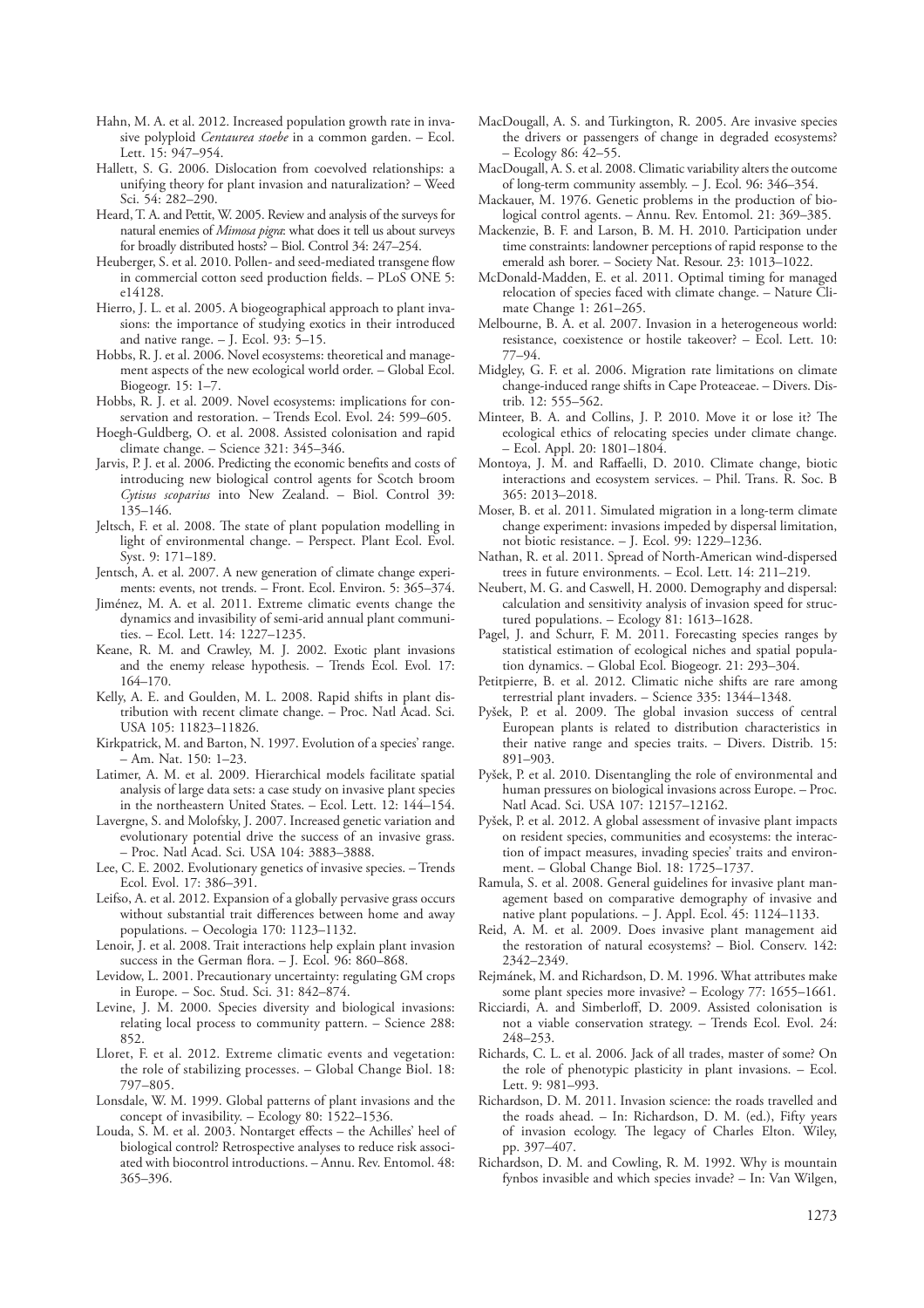Hahn, M. A. et al. 2012. Increased population growth rate in invasive polyploid *Centaurea stoebe* in a common garden. – Ecol. Lett. 15: 947–954.

Hallett, S. G. 2006. Dislocation from coevolved relationships: a unifying theory for plant invasion and naturalization? – Weed Sci. 54: 282–290.

Heard, T. A. and Pettit, W. 2005. Review and analysis of the surveys for natural enemies of *Mimosa pigra*: what does it tell us about surveys for broadly distributed hosts? – Biol. Control 34: 247–254.

Heuberger, S. et al. 2010. Pollen- and seed-mediated transgene flow in commercial cotton seed production fields. – PLoS ONE 5: e14128.

Hierro, J. L. et al. 2005. A biogeographical approach to plant invasions: the importance of studying exotics in their introduced and native range. – J. Ecol. 93: 5–15.

Hobbs, R. J. et al. 2006. Novel ecosystems: theoretical and management aspects of the new ecological world order. – Global Ecol. Biogeogr. 15: 1–7.

Hobbs, R. J. et al. 2009. Novel ecosystems: implications for conservation and restoration. – Trends Ecol. Evol. 24: 599–605.

Hoegh-Guldberg, O. et al. 2008. Assisted colonisation and rapid climate change. – Science 321: 345–346.

Jarvis, P. J. et al. 2006. Predicting the economic benefits and costs of introducing new biological control agents for Scotch broom *Cytisus scoparius* into New Zealand. – Biol. Control 39: 135–146.

Jeltsch, F. et al. 2008. The state of plant population modelling in light of environmental change. – Perspect. Plant Ecol. Evol. Syst. 9: 171–189.

Jentsch, A. et al. 2007. A new generation of climate change experiments: events, not trends. – Front. Ecol. Environ. 5: 365–374.

Jiménez, M. A. et al. 2011. Extreme climatic events change the dynamics and invasibility of semi-arid annual plant communities. – Ecol. Lett. 14: 1227–1235.

Keane, R. M. and Crawley, M. J. 2002. Exotic plant invasions and the enemy release hypothesis. – Trends Ecol. Evol. 17: 164–170.

Kelly, A. E. and Goulden, M. L. 2008. Rapid shifts in plant distribution with recent climate change. – Proc. Natl Acad. Sci. USA 105: 11823–11826.

Kirkpatrick, M. and Barton, N. 1997. Evolution of a species' range. – Am. Nat. 150: 1–23.

Latimer, A. M. et al. 2009. Hierarchical models facilitate spatial analysis of large data sets: a case study on invasive plant species in the northeastern United States. – Ecol. Lett. 12: 144–154.

Lavergne, S. and Molofsky, J. 2007. Increased genetic variation and evolutionary potential drive the success of an invasive grass. – Proc. Natl Acad. Sci. USA 104: 3883–3888.

Lee, C. E. 2002. Evolutionary genetics of invasive species. – Trends Ecol. Evol. 17: 386–391.

Leifso, A. et al. 2012. Expansion of a globally pervasive grass occurs without substantial trait differences between home and away populations. – Oecologia 170: 1123–1132.

Lenoir, J. et al. 2008. Trait interactions help explain plant invasion success in the German flora. – J. Ecol. 96: 860–868.

Levidow, L. 2001. Precautionary uncertainty: regulating GM crops in Europe. – Soc. Stud. Sci. 31: 842–874.

Levine, J. M. 2000. Species diversity and biological invasions: relating local process to community pattern. – Science 288: 852.

Lloret, F. et al. 2012. Extreme climatic events and vegetation: the role of stabilizing processes. – Global Change Biol. 18: 797–805.

Lonsdale, W. M. 1999. Global patterns of plant invasions and the concept of invasibility. – Ecology 80: 1522–1536.

Louda, S. M. et al. 2003. Nontarget effects – the Achilles' heel of biological control? Retrospective analyses to reduce risk associated with biocontrol introductions. – Annu. Rev. Entomol. 48: 365–396.

MacDougall, A. S. and Turkington, R. 2005. Are invasive species the drivers or passengers of change in degraded ecosystems? – Ecology 86: 42–55.

MacDougall, A. S. et al. 2008. Climatic variability alters the outcome of long-term community assembly. – J. Ecol. 96: 346–354.

Mackauer, M. 1976. Genetic problems in the production of biological control agents. – Annu. Rev. Entomol. 21: 369–385.

Mackenzie, B. F. and Larson, B. M. H. 2010. Participation under time constraints: landowner perceptions of rapid response to the emerald ash borer. – Society Nat. Resour. 23: 1013–1022.

McDonald-Madden, E. et al. 2011. Optimal timing for managed relocation of species faced with climate change. – Nature Climate Change 1: 261–265.

Melbourne, B. A. et al. 2007. Invasion in a heterogeneous world: resistance, coexistence or hostile takeover? – Ecol. Lett. 10: 77–94.

Midgley, G. F. et al. 2006. Migration rate limitations on climate change-induced range shifts in Cape Proteaceae. – Divers. Distrib. 12: 555–562.

Minteer, B. A. and Collins, J. P. 2010. Move it or lose it? The ecological ethics of relocating species under climate change. – Ecol. Appl. 20: 1801–1804.

Montoya, J. M. and Raffaelli, D. 2010. Climate change, biotic interactions and ecosystem services. – Phil. Trans. R. Soc. B 365: 2013–2018.

Moser, B. et al. 2011. Simulated migration in a long-term climate change experiment: invasions impeded by dispersal limitation, not biotic resistance. – J. Ecol. 99: 1229–1236.

Nathan, R. et al. 2011. Spread of North-American wind-dispersed trees in future environments. – Ecol. Lett. 14: 211–219.

Neubert, M. G. and Caswell, H. 2000. Demography and dispersal: calculation and sensitivity analysis of invasion speed for structured populations. – Ecology 81: 1613–1628.

Pagel, J. and Schurr, F. M. 2011. Forecasting species ranges by statistical estimation of ecological niches and spatial population dynamics. – Global Ecol. Biogeogr. 21: 293–304.

Petitpierre, B. et al. 2012. Climatic niche shifts are rare among terrestrial plant invaders. – Science 335: 1344–1348.

Pyšek, P. et al. 2009. The global invasion success of central European plants is related to distribution characteristics in their native range and species traits. – Divers. Distrib. 15: 891–903.

Pyšek, P. et al. 2010. Disentangling the role of environmental and human pressures on biological invasions across Europe. – Proc. Natl Acad. Sci. USA 107: 12157–12162.

Pyšek, P. et al. 2012. A global assessment of invasive plant impacts on resident species, communities and ecosystems: the interaction of impact measures, invading species' traits and environment. – Global Change Biol. 18: 1725–1737.

Ramula, S. et al. 2008. General guidelines for invasive plant management based on comparative demography of invasive and native plant populations. – J. Appl. Ecol. 45: 1124–1133.

Reid, A. M. et al. 2009. Does invasive plant management aid the restoration of natural ecosystems? – Biol. Conserv. 142: 2342–2349.

Rejmánek, M. and Richardson, D. M. 1996. What attributes make some plant species more invasive? – Ecology 77: 1655–1661.

Ricciardi, A. and Simberloff, D. 2009. Assisted colonisation is not a viable conservation strategy. – Trends Ecol. Evol. 24: 248–253.

Richards, C. L. et al. 2006. Jack of all trades, master of some? On the role of phenotypic plasticity in plant invasions. – Ecol. Lett. 9: 981–993.

Richardson, D. M. 2011. Invasion science: the roads travelled and the roads ahead. – In: Richardson, D. M. (ed.), Fifty years of invasion ecology. The legacy of Charles Elton. Wiley, pp. 397–407.

Richardson, D. M. and Cowling, R. M. 1992. Why is mountain fynbos invasible and which species invade? – In: Van Wilgen,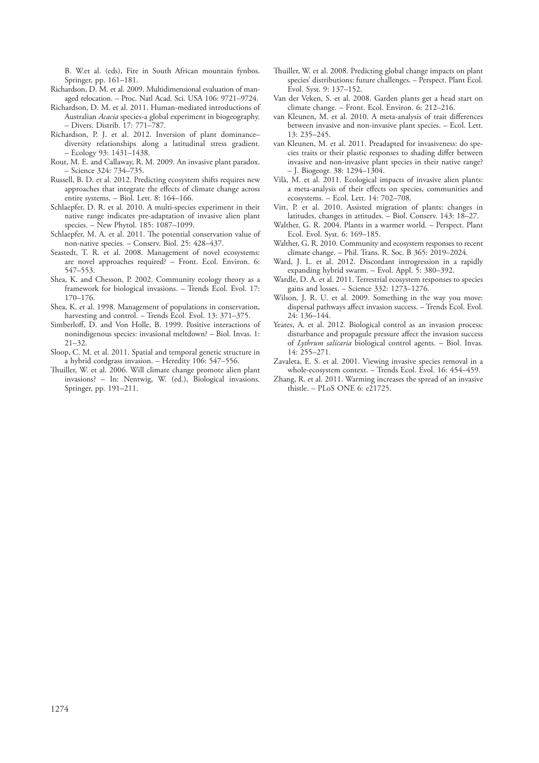B. W.et al. (eds), Fire in South African mountain fynbos. Springer, pp. 161–181.

Richardson, D. M. et al. 2009. Multidimensional evaluation of managed relocation. – Proc. Natl Acad. Sci. USA 106: 9721–9724.

Richardson, D. M. et al. 2011. Human-mediated introductions of Australian *Acacia* species-a global experiment in biogeography. – Divers. Distrib. 17: 771–787.

Richardson, P. J. et al. 2012. Inversion of plant dominance–diversity relationships along a latitudinal stress gradient. – Ecology 93: 1431–1438.

Rout, M. E. and Callaway, R. M. 2009. An invasive plant paradox. – Science 324: 734–735.

Russell, B. D. et al. 2012. Predicting ecosystem shifts requires new approaches that integrate the effects of climate change across entire systems. – Biol. Lett. 8: 164–166.

Schlaepfer, D. R. et al. 2010. A multi-species experiment in their native range indicates pre-adaptation of invasive alien plant species. – New Phytol. 185: 1087–1099.

Schlaepfer, M. A. et al. 2011. The potential conservation value of non-native species. – Conserv. Biol. 25: 428–437.

Seastedt, T. R. et al. 2008. Management of novel ecosystems: are novel approaches required? – Front. Ecol. Environ. 6: 547–553.

Shea, K. and Chesson, P. 2002. Community ecology theory as a framework for biological invasions. – Trends Ecol. Evol. 17: 170–176.

Shea, K. et al. 1998. Management of populations in conservation, harvesting and control. – Trends Ecol. Evol. 13: 371–375.

Simberloff, D. and Von Holle, B. 1999. Positive interactions of nonindigenous species: invasional meltdown? – Biol. Invas. 1: 21–32.

Sloop, C. M. et al. 2011. Spatial and temporal genetic structure in a hybrid cordgrass invasion. – Heredity 106: 547–556.

Thuiller, W. et al. 2006. Will climate change promote alien plant invasions? – In: Nentwig, W. (ed.), Biological invasions. Springer, pp. 191–211.

Thuiller, W. et al. 2008. Predicting global change impacts on plant species' distributions: future challenges. – Perspect. Plant Ecol. Evol. Syst. 9: 137–152.

Van der Veken, S. et al. 2008. Garden plants get a head start on climate change. – Front. Ecol. Environ. 6: 212–216.

van Kleunen, M. et al. 2010. A meta-analysis of trait differences between invasive and non-invasive plant species. – Ecol. Lett. 13: 235–245.

van Kleunen, M. et al. 2011. Preadapted for invasiveness: do species traits or their plastic responses to shading differ between invasive and non-invasive plant species in their native range? – J. Biogeogr. 38: 1294–1304.

Vilà, M. et al. 2011. Ecological impacts of invasive alien plants: a meta-analysis of their effects on species, communities and ecosystems. – Ecol. Lett. 14: 702–708.

Vitt, P. et al. 2010. Assisted migration of plants: changes in latitudes, changes in attitudes. – Biol. Conserv. 143: 18–27.

Walther, G. R. 2004. Plants in a warmer world. – Perspect. Plant Ecol. Evol. Syst. 6: 169–185.

Walther, G. R. 2010. Community and ecosystem responses to recent climate change. – Phil. Trans. R. Soc. B 365: 2019–2024.

Ward, J. L. et al. 2012. Discordant introgression in a rapidly expanding hybrid swarm. – Evol. Appl. 5: 380–392.

Wardle, D. A. et al. 2011. Terrestrial ecosystem responses to species gains and losses. – Science 332: 1273–1276.

Wilson, J. R. U. et al. 2009. Something in the way you move: dispersal pathways affect invasion success. – Trends Ecol. Evol. 24: 136–144.

Yeates, A. et al. 2012. Biological control as an invasion process: disturbance and propagule pressure affect the invasion success of *Lythrum salicaria* biological control agents. – Biol. Invas. 14: 255–271.

Zavaleta, E. S. et al. 2001. Viewing invasive species removal in a whole-ecosystem context. – Trends Ecol. Evol. 16: 454–459.

Zhang, R. et al. 2011. Warming increases the spread of an invasive thistle. – PLoS ONE 6: e21725.